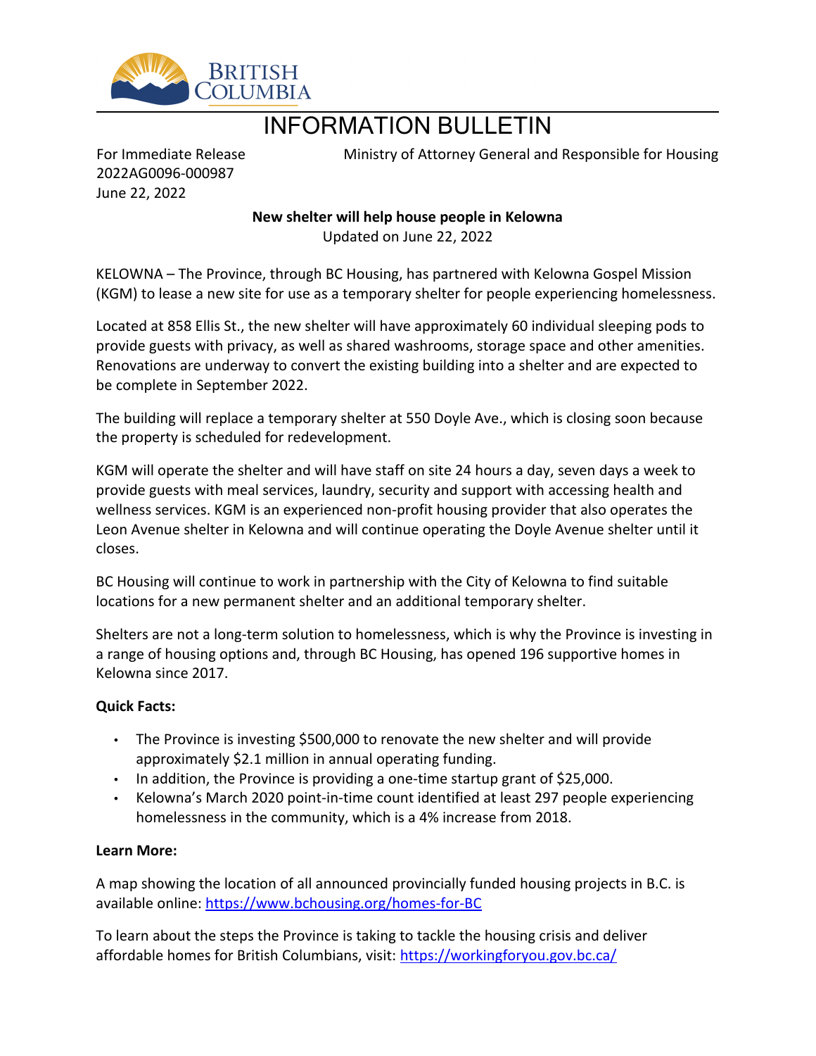BRITISH COLUMBIA

# INFORMATION BULLETIN

For Immediate Release
2022AG0096-000987
June 22, 2022

Ministry of Attorney General and Responsible for Housing

**New shelter will help house people in Kelowna**
Updated on June 22, 2022

KELOWNA – The Province, through BC Housing, has partnered with Kelowna Gospel Mission (KGM) to lease a new site for use as a temporary shelter for people experiencing homelessness.

Located at 858 Ellis St., the new shelter will have approximately 60 individual sleeping pods to provide guests with privacy, as well as shared washrooms, storage space and other amenities. Renovations are underway to convert the existing building into a shelter and are expected to be complete in September 2022.

The building will replace a temporary shelter at 550 Doyle Ave., which is closing soon because the property is scheduled for redevelopment.

KGM will operate the shelter and will have staff on site 24 hours a day, seven days a week to provide guests with meal services, laundry, security and support with accessing health and wellness services. KGM is an experienced non-profit housing provider that also operates the Leon Avenue shelter in Kelowna and will continue operating the Doyle Avenue shelter until it closes.

BC Housing will continue to work in partnership with the City of Kelowna to find suitable locations for a new permanent shelter and an additional temporary shelter.

Shelters are not a long-term solution to homelessness, which is why the Province is investing in a range of housing options and, through BC Housing, has opened 196 supportive homes in Kelowna since 2017.

**Quick Facts:**

- The Province is investing $500,000 to renovate the new shelter and will provide approximately $2.1 million in annual operating funding.
- In addition, the Province is providing a one-time startup grant of $25,000.
- Kelowna's March 2020 point-in-time count identified at least 297 people experiencing homelessness in the community, which is a 4% increase from 2018.

**Learn More:**

A map showing the location of all announced provincially funded housing projects in B.C. is available online: https://www.bchousing.org/homes-for-BC

To learn about the steps the Province is taking to tackle the housing crisis and deliver affordable homes for British Columbians, visit: https://workingforyou.gov.bc.ca/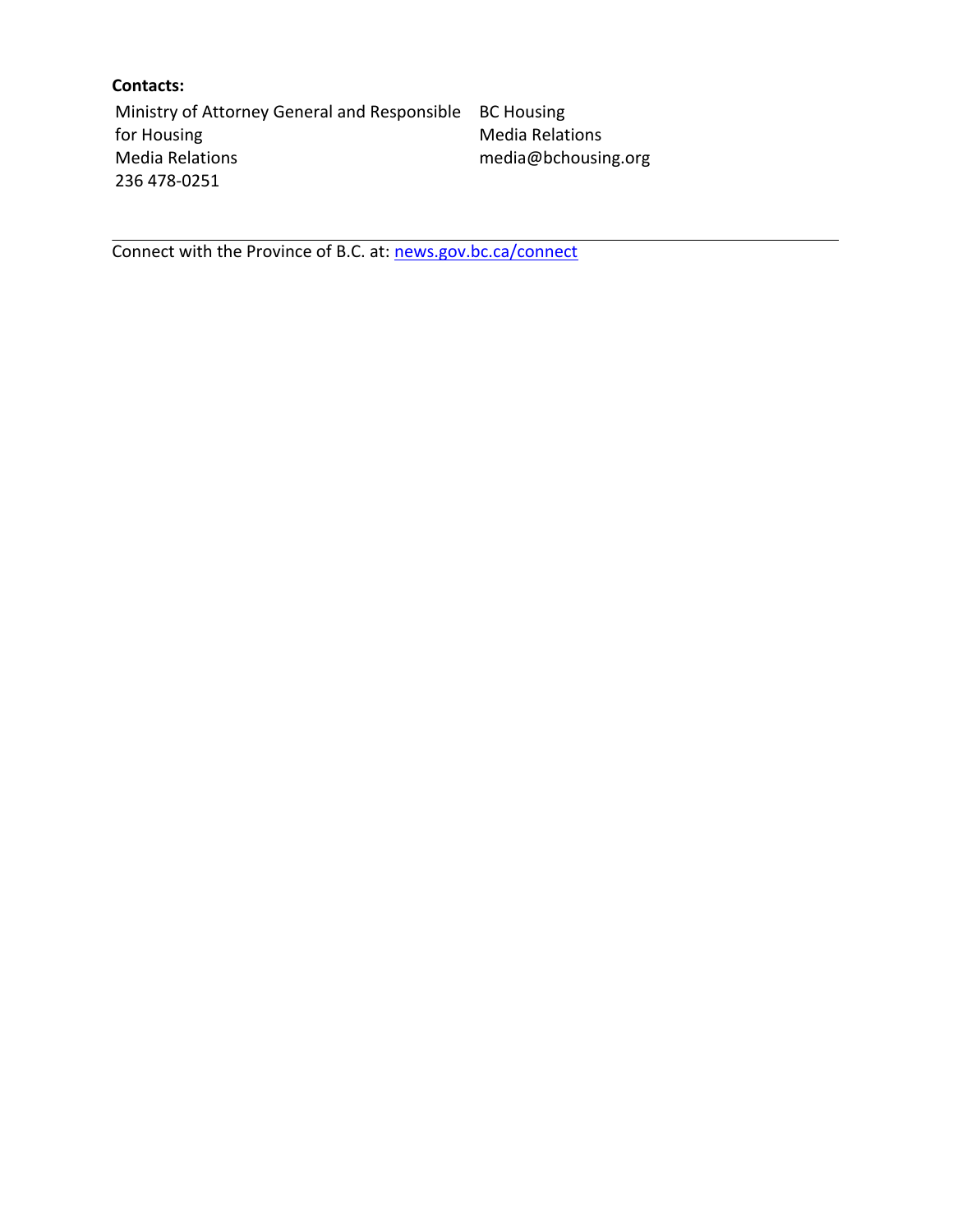**Contacts:**

| | |
|---|---|
| Ministry of Attorney General and Responsible for Housing<br>Media Relations<br>236 478-0251 | BC Housing<br>Media Relations<br>media@bchousing.org |

---

Connect with the Province of B.C. at: [news.gov.bc.ca/connect](news.gov.bc.ca/connect)